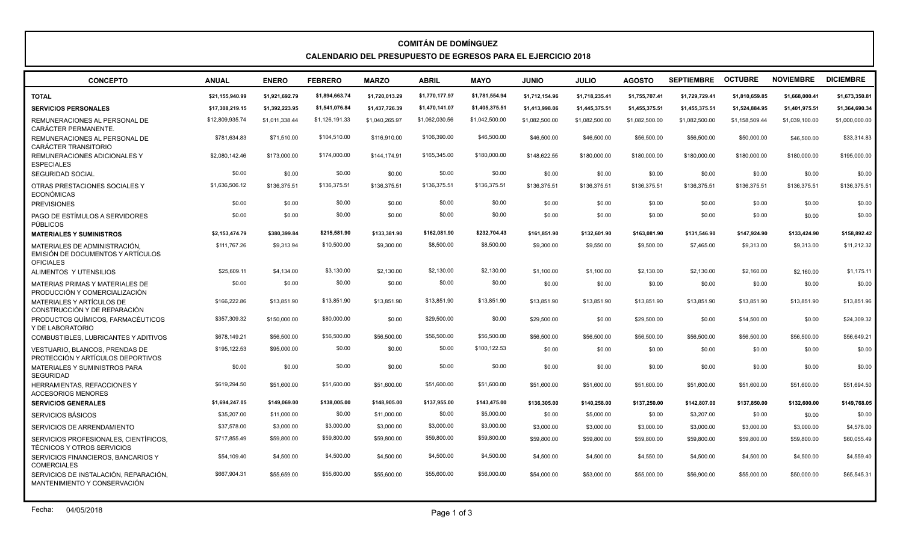# COMITÁN DE DOMÍNGUEZ

## CALENDARIO DEL PRESUPUESTO DE EGRESOS PARA EL EJERCICIO 2018

| CONCEPTO | ANUAL | ENERO | FEBRERO | MARZO | ABRIL | MAYO | JUNIO | JULIO | AGOSTO | SEPTIEMBRE | OCTUBRE | NOVIEMBRE | DICIEMBRE |
|---|---|---|---|---|---|---|---|---|---|---|---|---|---|
| **TOTAL** | **$21,155,940.99** | **$1,921,692.79** | **$1,894,663.74** | **$1,720,013.29** | **$1,770,177.97** | **$1,781,554.94** | **$1,712,154.96** | **$1,718,235.41** | **$1,755,707.41** | **$1,729,729.41** | **$1,810,659.85** | **$1,668,000.41** | **$1,673,350.81** |
| **SERVICIOS PERSONALES** | **$17,308,219.15** | **$1,392,223.95** | **$1,541,076.84** | **$1,437,726.39** | **$1,470,141.07** | **$1,405,375.51** | **$1,413,998.06** | **$1,445,375.51** | **$1,455,375.51** | **$1,455,375.51** | **$1,524,884.95** | **$1,401,975.51** | **$1,364,690.34** |
| REMUNERACIONES AL PERSONAL DE CARÁCTER PERMANENTE. | $12,809,935.74 | $1,011,338.44 | $1,126,191.33 | $1,040,265.97 | $1,062,030.56 | $1,042,500.00 | $1,082,500.00 | $1,082,500.00 | $1,082,500.00 | $1,082,500.00 | $1,158,509.44 | $1,039,100.00 | $1,000,000.00 |
| REMUNERACIONES AL PERSONAL DE CARÁCTER TRANSITORIO | $781,634.83 | $71,510.00 | $104,510.00 | $116,910.00 | $106,390.00 | $46,500.00 | $46,500.00 | $46,500.00 | $56,500.00 | $56,500.00 | $50,000.00 | $46,500.00 | $33,314.83 |
| REMUNERACIONES ADICIONALES Y ESPECIALES | $2,080,142.46 | $173,000.00 | $174,000.00 | $144,174.91 | $165,345.00 | $180,000.00 | $148,622.55 | $180,000.00 | $180,000.00 | $180,000.00 | $180,000.00 | $180,000.00 | $195,000.00 |
| SEGURIDAD SOCIAL | $0.00 | $0.00 | $0.00 | $0.00 | $0.00 | $0.00 | $0.00 | $0.00 | $0.00 | $0.00 | $0.00 | $0.00 | $0.00 |
| OTRAS PRESTACIONES SOCIALES Y ECONÓMICAS | $1,636,506.12 | $136,375.51 | $136,375.51 | $136,375.51 | $136,375.51 | $136,375.51 | $136,375.51 | $136,375.51 | $136,375.51 | $136,375.51 | $136,375.51 | $136,375.51 | $136,375.51 |
| PREVISIONES | $0.00 | $0.00 | $0.00 | $0.00 | $0.00 | $0.00 | $0.00 | $0.00 | $0.00 | $0.00 | $0.00 | $0.00 | $0.00 |
| PAGO DE ESTÍMULOS A SERVIDORES PÚBLICOS | $0.00 | $0.00 | $0.00 | $0.00 | $0.00 | $0.00 | $0.00 | $0.00 | $0.00 | $0.00 | $0.00 | $0.00 | $0.00 |
| **MATERIALES Y SUMINISTROS** | **$2,153,474.79** | **$380,399.84** | **$215,581.90** | **$133,381.90** | **$162,081.90** | **$232,704.43** | **$161,851.90** | **$132,601.90** | **$163,081.90** | **$131,546.90** | **$147,924.90** | **$133,424.90** | **$158,892.42** |
| MATERIALES DE ADMINISTRACIÓN, EMISIÓN DE DOCUMENTOS Y ARTÍCULOS OFICIALES | $111,767.26 | $9,313.94 | $10,500.00 | $9,300.00 | $8,500.00 | $8,500.00 | $9,300.00 | $9,550.00 | $9,500.00 | $7,465.00 | $9,313.00 | $9,313.00 | $11,212.32 |
| ALIMENTOS Y UTENSILIOS | $25,609.11 | $4,134.00 | $3,130.00 | $2,130.00 | $2,130.00 | $2,130.00 | $1,100.00 | $1,100.00 | $2,130.00 | $2,130.00 | $2,160.00 | $2,160.00 | $1,175.11 |
| MATERIAS PRIMAS Y MATERIALES DE PRODUCCIÓN Y COMERCIALIZACIÓN | $0.00 | $0.00 | $0.00 | $0.00 | $0.00 | $0.00 | $0.00 | $0.00 | $0.00 | $0.00 | $0.00 | $0.00 | $0.00 |
| MATERIALES Y ARTÍCULOS DE CONSTRUCCIÓN Y DE REPARACIÓN | $166,222.86 | $13,851.90 | $13,851.90 | $13,851.90 | $13,851.90 | $13,851.90 | $13,851.90 | $13,851.90 | $13,851.90 | $13,851.90 | $13,851.90 | $13,851.90 | $13,851.96 |
| PRODUCTOS QUÍMICOS, FARMACÉUTICOS Y DE LABORATORIO | $357,309.32 | $150,000.00 | $80,000.00 | $0.00 | $29,500.00 | $0.00 | $29,500.00 | $0.00 | $29,500.00 | $0.00 | $14,500.00 | $0.00 | $24,309.32 |
| COMBUSTIBLES, LUBRICANTES Y ADITIVOS | $678,149.21 | $56,500.00 | $56,500.00 | $56,500.00 | $56,500.00 | $56,500.00 | $56,500.00 | $56,500.00 | $56,500.00 | $56,500.00 | $56,500.00 | $56,500.00 | $56,649.21 |
| VESTUARIO, BLANCOS, PRENDAS DE PROTECCIÓN Y ARTÍCULOS DEPORTIVOS | $195,122.53 | $95,000.00 | $0.00 | $0.00 | $0.00 | $100,122.53 | $0.00 | $0.00 | $0.00 | $0.00 | $0.00 | $0.00 | $0.00 |
| MATERIALES Y SUMINISTROS PARA SEGURIDAD | $0.00 | $0.00 | $0.00 | $0.00 | $0.00 | $0.00 | $0.00 | $0.00 | $0.00 | $0.00 | $0.00 | $0.00 | $0.00 |
| HERRAMIENTAS, REFACCIONES Y ACCESORIOS MENORES | $619,294.50 | $51,600.00 | $51,600.00 | $51,600.00 | $51,600.00 | $51,600.00 | $51,600.00 | $51,600.00 | $51,600.00 | $51,600.00 | $51,600.00 | $51,600.00 | $51,694.50 |
| **SERVICIOS GENERALES** | **$1,694,247.05** | **$149,069.00** | **$138,005.00** | **$148,905.00** | **$137,955.00** | **$143,475.00** | **$136,305.00** | **$140,258.00** | **$137,250.00** | **$142,807.00** | **$137,850.00** | **$132,600.00** | **$149,768.05** |
| SERVICIOS BÁSICOS | $35,207.00 | $11,000.00 | $0.00 | $11,000.00 | $0.00 | $5,000.00 | $0.00 | $5,000.00 | $0.00 | $3,207.00 | $0.00 | $0.00 | $0.00 |
| SERVICIOS DE ARRENDAMIENTO | $37,578.00 | $3,000.00 | $3,000.00 | $3,000.00 | $3,000.00 | $3,000.00 | $3,000.00 | $3,000.00 | $3,000.00 | $3,000.00 | $3,000.00 | $3,000.00 | $4,578.00 |
| SERVICIOS PROFESIONALES, CIENTÍFICOS, TÉCNICOS Y OTROS SERVICIOS | $717,855.49 | $59,800.00 | $59,800.00 | $59,800.00 | $59,800.00 | $59,800.00 | $59,800.00 | $59,800.00 | $59,800.00 | $59,800.00 | $59,800.00 | $59,800.00 | $60,055.49 |
| SERVICIOS FINANCIEROS, BANCARIOS Y COMERCIALES | $54,109.40 | $4,500.00 | $4,500.00 | $4,500.00 | $4,500.00 | $4,500.00 | $4,500.00 | $4,500.00 | $4,550.00 | $4,500.00 | $4,500.00 | $4,500.00 | $4,559.40 |
| SERVICIOS DE INSTALACIÓN, REPARACIÓN, MANTENIMIENTO Y CONSERVACIÓN | $667,904.31 | $55,659.00 | $55,600.00 | $55,600.00 | $55,600.00 | $56,000.00 | $54,000.00 | $53,000.00 | $55,000.00 | $56,900.00 | $55,000.00 | $50,000.00 | $65,545.31 |

Fecha: 04/05/2018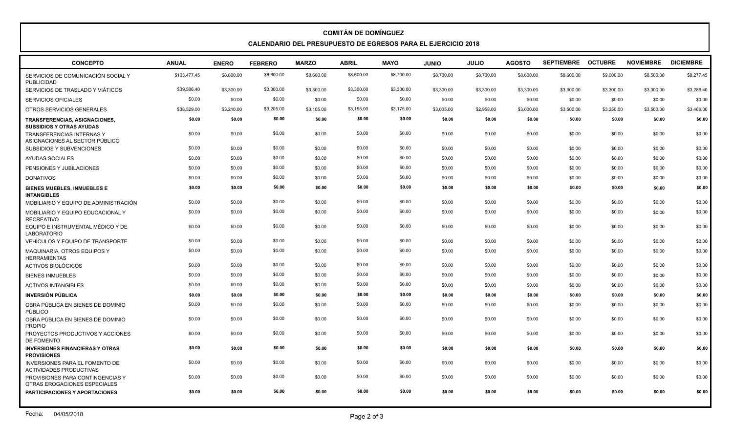**COMITÁN DE DOMÍNGUEZ**

**CALENDARIO DEL PRESUPUESTO DE EGRESOS PARA EL EJERCICIO 2018**

| CONCEPTO | ANUAL | ENERO | FEBRERO | MARZO | ABRIL | MAYO | JUNIO | JULIO | AGOSTO | SEPTIEMBRE | OCTUBRE | NOVIEMBRE | DICIEMBRE |
|---|---|---|---|---|---|---|---|---|---|---|---|---|---|
| SERVICIOS DE COMUNICACIÓN SOCIAL Y PUBLICIDAD | $103,477.45 | $8,600.00 | $8,600.00 | $8,600.00 | $8,600.00 | $8,700.00 | $8,700.00 | $8,700.00 | $8,600.00 | $8,600.00 | $9,000.00 | $8,500.00 | $8,277.45 |
| SERVICIOS DE TRASLADO Y VIÁTICOS | $39,586.40 | $3,300.00 | $3,300.00 | $3,300.00 | $3,300.00 | $3,300.00 | $3,300.00 | $3,300.00 | $3,300.00 | $3,300.00 | $3,300.00 | $3,300.00 | $3,286.40 |
| SERVICIOS OFICIALES | $0.00 | $0.00 | $0.00 | $0.00 | $0.00 | $0.00 | $0.00 | $0.00 | $0.00 | $0.00 | $0.00 | $0.00 | $0.00 |
| OTROS SERVICIOS GENERALES | $38,529.00 | $3,210.00 | $3,205.00 | $3,105.00 | $3,155.00 | $3,175.00 | $3,005.00 | $2,958.00 | $3,000.00 | $3,500.00 | $3,250.00 | $3,500.00 | $3,466.00 |
| **TRANSFERENCIAS, ASIGNACIONES, SUBSIDIOS Y OTRAS AYUDAS** | **$0.00** | **$0.00** | **$0.00** | **$0.00** | **$0.00** | **$0.00** | **$0.00** | **$0.00** | **$0.00** | **$0.00** | **$0.00** | **$0.00** | **$0.00** |
| TRANSFERENCIAS INTERNAS Y ASIGNACIONES AL SECTOR PÚBLICO | $0.00 | $0.00 | $0.00 | $0.00 | $0.00 | $0.00 | $0.00 | $0.00 | $0.00 | $0.00 | $0.00 | $0.00 | $0.00 |
| SUBSIDIOS Y SUBVENCIONES | $0.00 | $0.00 | $0.00 | $0.00 | $0.00 | $0.00 | $0.00 | $0.00 | $0.00 | $0.00 | $0.00 | $0.00 | $0.00 |
| AYUDAS SOCIALES | $0.00 | $0.00 | $0.00 | $0.00 | $0.00 | $0.00 | $0.00 | $0.00 | $0.00 | $0.00 | $0.00 | $0.00 | $0.00 |
| PENSIONES Y JUBILACIONES | $0.00 | $0.00 | $0.00 | $0.00 | $0.00 | $0.00 | $0.00 | $0.00 | $0.00 | $0.00 | $0.00 | $0.00 | $0.00 |
| DONATIVOS | $0.00 | $0.00 | $0.00 | $0.00 | $0.00 | $0.00 | $0.00 | $0.00 | $0.00 | $0.00 | $0.00 | $0.00 | $0.00 |
| **BIENES MUEBLES, INMUEBLES E INTANGIBLES** | **$0.00** | **$0.00** | **$0.00** | **$0.00** | **$0.00** | **$0.00** | **$0.00** | **$0.00** | **$0.00** | **$0.00** | **$0.00** | **$0.00** | **$0.00** |
| MOBILIARIO Y EQUIPO DE ADMINISTRACIÓN | $0.00 | $0.00 | $0.00 | $0.00 | $0.00 | $0.00 | $0.00 | $0.00 | $0.00 | $0.00 | $0.00 | $0.00 | $0.00 |
| MOBILIARIO Y EQUIPO EDUCACIONAL Y RECREATIVO | $0.00 | $0.00 | $0.00 | $0.00 | $0.00 | $0.00 | $0.00 | $0.00 | $0.00 | $0.00 | $0.00 | $0.00 | $0.00 |
| EQUIPO E INSTRUMENTAL MÉDICO Y DE LABORATORIO | $0.00 | $0.00 | $0.00 | $0.00 | $0.00 | $0.00 | $0.00 | $0.00 | $0.00 | $0.00 | $0.00 | $0.00 | $0.00 |
| VEHÍCULOS Y EQUIPO DE TRANSPORTE | $0.00 | $0.00 | $0.00 | $0.00 | $0.00 | $0.00 | $0.00 | $0.00 | $0.00 | $0.00 | $0.00 | $0.00 | $0.00 |
| MAQUINARIA, OTROS EQUIPOS Y HERRAMIENTAS | $0.00 | $0.00 | $0.00 | $0.00 | $0.00 | $0.00 | $0.00 | $0.00 | $0.00 | $0.00 | $0.00 | $0.00 | $0.00 |
| ACTIVOS BIOLÓGICOS | $0.00 | $0.00 | $0.00 | $0.00 | $0.00 | $0.00 | $0.00 | $0.00 | $0.00 | $0.00 | $0.00 | $0.00 | $0.00 |
| BIENES INMUEBLES | $0.00 | $0.00 | $0.00 | $0.00 | $0.00 | $0.00 | $0.00 | $0.00 | $0.00 | $0.00 | $0.00 | $0.00 | $0.00 |
| ACTIVOS INTANGIBLES | $0.00 | $0.00 | $0.00 | $0.00 | $0.00 | $0.00 | $0.00 | $0.00 | $0.00 | $0.00 | $0.00 | $0.00 | $0.00 |
| **INVERSIÓN PÚBLICA** | **$0.00** | **$0.00** | **$0.00** | **$0.00** | **$0.00** | **$0.00** | **$0.00** | **$0.00** | **$0.00** | **$0.00** | **$0.00** | **$0.00** | **$0.00** |
| OBRA PÚBLICA EN BIENES DE DOMINIO PÚBLICO | $0.00 | $0.00 | $0.00 | $0.00 | $0.00 | $0.00 | $0.00 | $0.00 | $0.00 | $0.00 | $0.00 | $0.00 | $0.00 |
| OBRA PÚBLICA EN BIENES DE DOMINIO PROPIO | $0.00 | $0.00 | $0.00 | $0.00 | $0.00 | $0.00 | $0.00 | $0.00 | $0.00 | $0.00 | $0.00 | $0.00 | $0.00 |
| PROYECTOS PRODUCTIVOS Y ACCIONES DE FOMENTO | $0.00 | $0.00 | $0.00 | $0.00 | $0.00 | $0.00 | $0.00 | $0.00 | $0.00 | $0.00 | $0.00 | $0.00 | $0.00 |
| **INVERSIONES FINANCIERAS Y OTRAS PROVISIONES** | **$0.00** | **$0.00** | **$0.00** | **$0.00** | **$0.00** | **$0.00** | **$0.00** | **$0.00** | **$0.00** | **$0.00** | **$0.00** | **$0.00** | **$0.00** |
| INVERSIONES PARA EL FOMENTO DE ACTIVIDADES PRODUCTIVAS | $0.00 | $0.00 | $0.00 | $0.00 | $0.00 | $0.00 | $0.00 | $0.00 | $0.00 | $0.00 | $0.00 | $0.00 | $0.00 |
| PROVISIONES PARA CONTINGENCIAS Y OTRAS EROGACIONES ESPECIALES | $0.00 | $0.00 | $0.00 | $0.00 | $0.00 | $0.00 | $0.00 | $0.00 | $0.00 | $0.00 | $0.00 | $0.00 | $0.00 |
| **PARTICIPACIONES Y APORTACIONES** | **$0.00** | **$0.00** | **$0.00** | **$0.00** | **$0.00** | **$0.00** | **$0.00** | **$0.00** | **$0.00** | **$0.00** | **$0.00** | **$0.00** | **$0.00** |

Fecha: 04/05/2018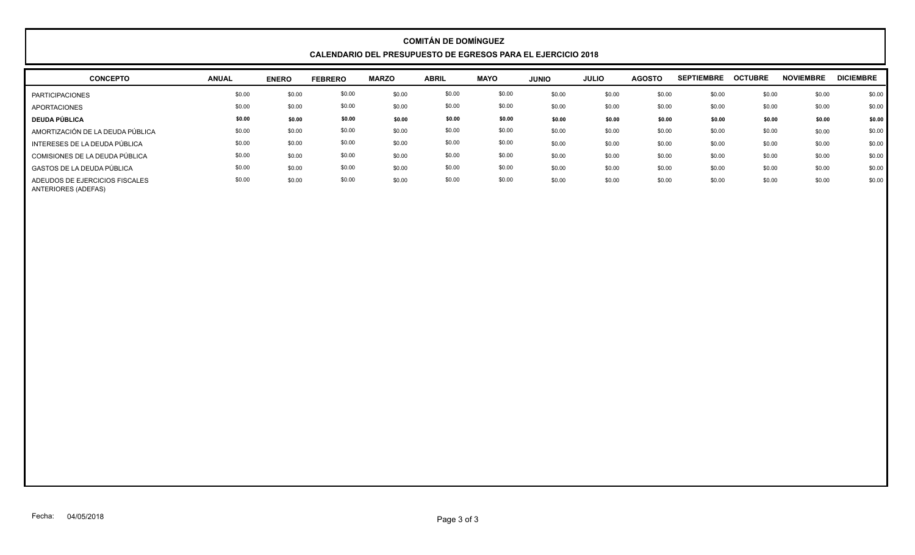# COMITÁN DE DOMÍNGUEZ

## CALENDARIO DEL PRESUPUESTO DE EGRESOS PARA EL EJERCICIO 2018

| CONCEPTO | ANUAL | ENERO | FEBRERO | MARZO | ABRIL | MAYO | JUNIO | JULIO | AGOSTO | SEPTIEMBRE | OCTUBRE | NOVIEMBRE | DICIEMBRE |
|---|---|---|---|---|---|---|---|---|---|---|---|---|---|
| PARTICIPACIONES | $0.00 | $0.00 | $0.00 | $0.00 | $0.00 | $0.00 | $0.00 | $0.00 | $0.00 | $0.00 | $0.00 | $0.00 | $0.00 |
| APORTACIONES | $0.00 | $0.00 | $0.00 | $0.00 | $0.00 | $0.00 | $0.00 | $0.00 | $0.00 | $0.00 | $0.00 | $0.00 | $0.00 |
| **DEUDA PÚBLICA** | **$0.00** | **$0.00** | **$0.00** | **$0.00** | **$0.00** | **$0.00** | **$0.00** | **$0.00** | **$0.00** | **$0.00** | **$0.00** | **$0.00** | **$0.00** |
| AMORTIZACIÓN DE LA DEUDA PÚBLICA | $0.00 | $0.00 | $0.00 | $0.00 | $0.00 | $0.00 | $0.00 | $0.00 | $0.00 | $0.00 | $0.00 | $0.00 | $0.00 |
| INTERESES DE LA DEUDA PÚBLICA | $0.00 | $0.00 | $0.00 | $0.00 | $0.00 | $0.00 | $0.00 | $0.00 | $0.00 | $0.00 | $0.00 | $0.00 | $0.00 |
| COMISIONES DE LA DEUDA PÚBLICA | $0.00 | $0.00 | $0.00 | $0.00 | $0.00 | $0.00 | $0.00 | $0.00 | $0.00 | $0.00 | $0.00 | $0.00 | $0.00 |
| GASTOS DE LA DEUDA PÚBLICA | $0.00 | $0.00 | $0.00 | $0.00 | $0.00 | $0.00 | $0.00 | $0.00 | $0.00 | $0.00 | $0.00 | $0.00 | $0.00 |
| ADEUDOS DE EJERCICIOS FISCALES ANTERIORES (ADEFAS) | $0.00 | $0.00 | $0.00 | $0.00 | $0.00 | $0.00 | $0.00 | $0.00 | $0.00 | $0.00 | $0.00 | $0.00 | $0.00 |

Fecha: 04/05/2018